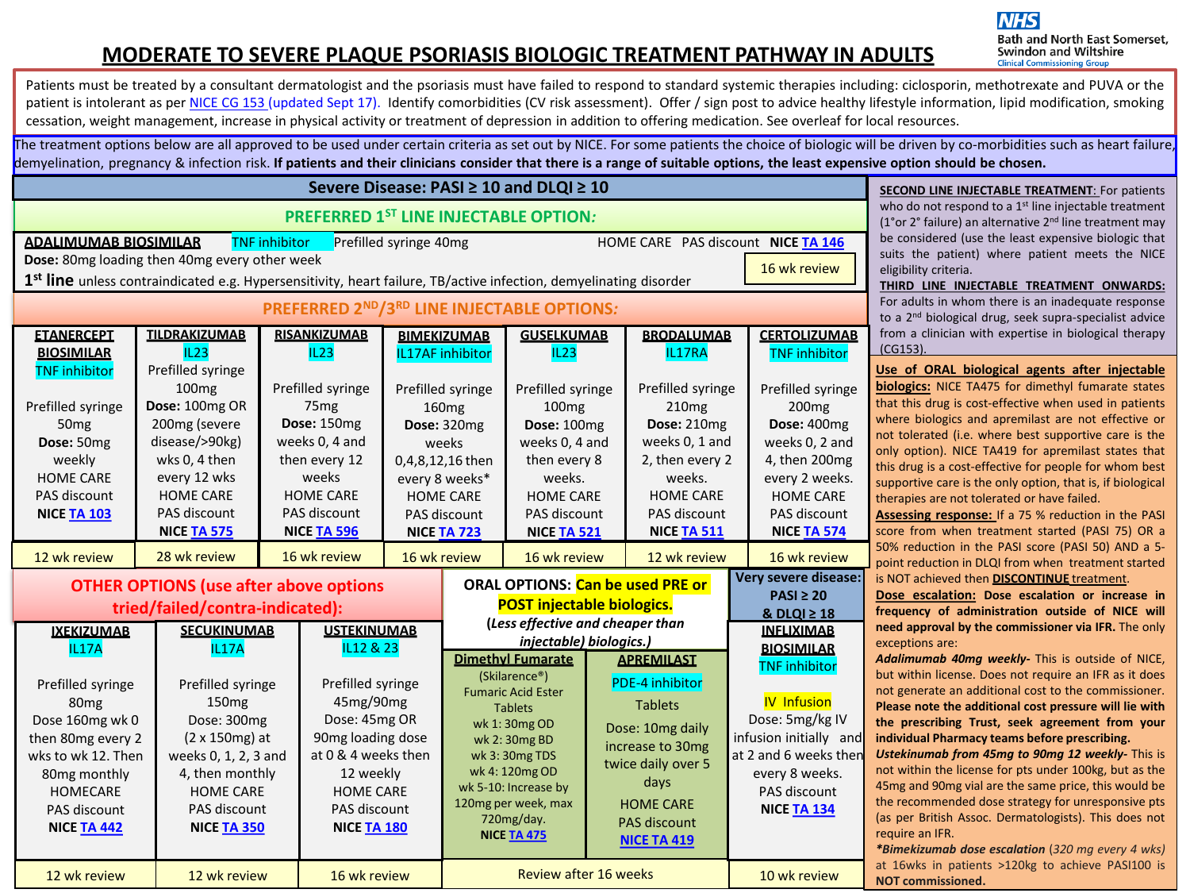# MODERATE TO SEVERE PLAQUE PSORIASIS BIOLOGIC TREATMENT PATHWAY IN ADULTS

NHS Bath and North East Somerset, Swindon and Wiltshire Clinical Commissioning Group

Patients must be treated by a consultant dermatologist and the psoriasis must have failed to respond to standard systemic therapies including: ciclosporin, methotrexate and PUVA or the patient is intolerant as per NICE CG 153 (updated Sept 17). Identify comorbidities (CV risk assessment). Offer / sign post to advice healthy lifestyle information, lipid modification, smoking cessation, weight management, increase in physical activity or treatment of depression in addition to offering medication. See overleaf for local resources.

The treatment options below are all approved to be used under certain criteria as set out by NICE. For some patients the choice of biologic will be driven by co-morbidities such as heart failure, demyelination, pregnancy & infection risk. **If patients and their clinicians consider that there is a range of suitable options, the least expensive option should be chosen.**

## Severe Disease: PASI ≥ 10 and DLQI ≥ 10

### PREFERRED 1ST LINE INJECTABLE OPTION:

**ADALIMUMAB BIOSIMILAR** TNF inhibitor Prefilled syringe 40mg HOME CARE PAS discount **NICE** TA 146

**Dose:** 80mg loading then 40mg every other week

**1st line** unless contraindicated e.g. Hypersensitivity, heart failure, TB/active infection, demyelinating disorder

16 wk review

### PREFERRED 2ND/3RD LINE INJECTABLE OPTIONS:

| ETANERCEPT BIOSIMILAR | TILDRAKIZUMAB | RISANKIZUMAB | BIMEKIZUMAB | GUSELKUMAB | BRODALUMAB | CERTOLIZUMAB |
|---|---|---|---|---|---|---|
| TNF inhibitor | IL23 | IL23 | IL17AF inhibitor | IL23 | IL17RA | TNF inhibitor |
| Prefilled syringe 50mg | Prefilled syringe 100mg | Prefilled syringe 75mg | Prefilled syringe 160mg | Prefilled syringe 100mg | Prefilled syringe 210mg | Prefilled syringe 200mg |
| **Dose:** 50mg weekly | **Dose:** 100mg OR 200mg (severe disease/>90kg) wks 0, 4 then every 12 wks | **Dose:** 150mg weeks 0, 4 and then every 12 weeks | **Dose:** 320mg weeks 0,4,8,12,16 then every 8 weeks* | **Dose:** 100mg weeks 0, 4 and then every 8 weeks. | **Dose:** 210mg weeks 0, 1 and 2, then every 2 weeks. | **Dose:** 400mg weeks 0, 2 and 4, then 200mg every 2 weeks. |
| HOME CARE | HOME CARE | HOME CARE | HOME CARE | HOME CARE | HOME CARE | HOME CARE |
| PAS discount | PAS discount | PAS discount | PAS discount | PAS discount | PAS discount | PAS discount |
| **NICE** TA 103 | **NICE** TA 575 | **NICE** TA 596 | **NICE** TA 723 | **NICE** TA 521 | **NICE** TA 511 | **NICE** TA 574 |
| 12 wk review | 28 wk review | 16 wk review | 16 wk review | 16 wk review | 12 wk review | 16 wk review |

### OTHER OPTIONS (use after above options tried/failed/contra-indicated):

| IXEKIZUMAB | SECUKINUMAB | USTEKINUMAB |
|---|---|---|
| IL17A | IL17A | IL12 & 23 |
| Prefilled syringe 80mg | Prefilled syringe 150mg | Prefilled syringe 45mg/90mg |
| Dose 160mg wk 0 then 80mg every 2 wks to wk 12. Then 80mg monthly | Dose: 300mg (2 x 150mg) at weeks 0, 1, 2, 3 and 4, then monthly | Dose: 45mg OR 90mg loading dose at 0 & 4 weeks then 12 weekly |
| HOMECARE | HOME CARE | HOME CARE |
| PAS discount | PAS discount | PAS discount |
| **NICE** TA 442 | **NICE** TA 350 | **NICE** TA 180 |
| 12 wk review | 12 wk review | 16 wk review |

### ORAL OPTIONS: Can be used PRE or POST injectable biologics.

***(Less effective and cheaper than injectable) biologics.)***

| Dimethyl Fumarate | APREMILAST |
|---|---|
| (Skilarence®) Fumaric Acid Ester Tablets | PDE-4 inhibitor Tablets |
| wk 1: 30mg OD<br>wk 2: 30mg BD<br>wk 3: 30mg TDS<br>wk 4: 120mg OD<br>wk 5-10: Increase by 120mg per week, max 720mg/day. | Dose: 10mg daily increase to 30mg twice daily over 5 days |
| | HOME CARE<br>PAS discount |
| **NICE** TA 475 | **NICE TA 419** |
| Review after 16 weeks | |

### Very severe disease: PASI ≥ 20 & DLQI ≥ 18

**INFLIXIMAB BIOSIMILAR**

TNF inhibitor

IV Infusion

Dose: 5mg/kg IV infusion initially and at 2 and 6 weeks then every 8 weeks.

PAS discount

**NICE** TA 134

10 wk review

---

**SECOND LINE INJECTABLE TREATMENT**: For patients who do not respond to a 1st line injectable treatment (1°or 2° failure) an alternative 2nd line treatment may be considered (use the least expensive biologic that suits the patient) where patient meets the NICE eligibility criteria.

**THIRD LINE INJECTABLE TREATMENT ONWARDS:** For adults in whom there is an inadequate response to a 2nd biological drug, seek supra-specialist advice from a clinician with expertise in biological therapy (CG153).

**Use of ORAL biological agents after injectable biologics:** NICE TA475 for dimethyl fumarate states that this drug is cost-effective when used in patients where biologics and apremilast are not effective or not tolerated (i.e. where best supportive care is the only option). NICE TA419 for apremilast states that this drug is a cost-effective for people for whom best supportive care is the only option, that is, if biological therapies are not tolerated or have failed.

**Assessing response:** If a 75 % reduction in the PASI score from when treatment started (PASI 75) OR a 50% reduction in the PASI score (PASI 50) AND a 5-point reduction in DLQI from when treatment started is NOT achieved then **DISCONTINUE** treatment.

**Dose escalation: Dose escalation or increase in frequency of administration outside of NICE will need approval by the commissioner via IFR.** The only exceptions are:

***Adalimumab 40mg weekly-*** This is outside of NICE, but within license. Does not require an IFR as it does not generate an additional cost to the commissioner. **Please note the additional cost pressure will lie with the prescribing Trust, seek agreement from your individual Pharmacy teams before prescribing.**

***Ustekinumab from 45mg to 90mg 12 weekly-*** This is not within the license for pts under 100kg, but as the 45mg and 90mg vial are the same price, this would be the recommended dose strategy for unresponsive pts (as per British Assoc. Dermatologists). This does not require an IFR.

****Bimekizumab dose escalation*** (320 mg every 4 wks) at 16wks in patients >120kg to achieve PASI100 is **NOT commissioned.**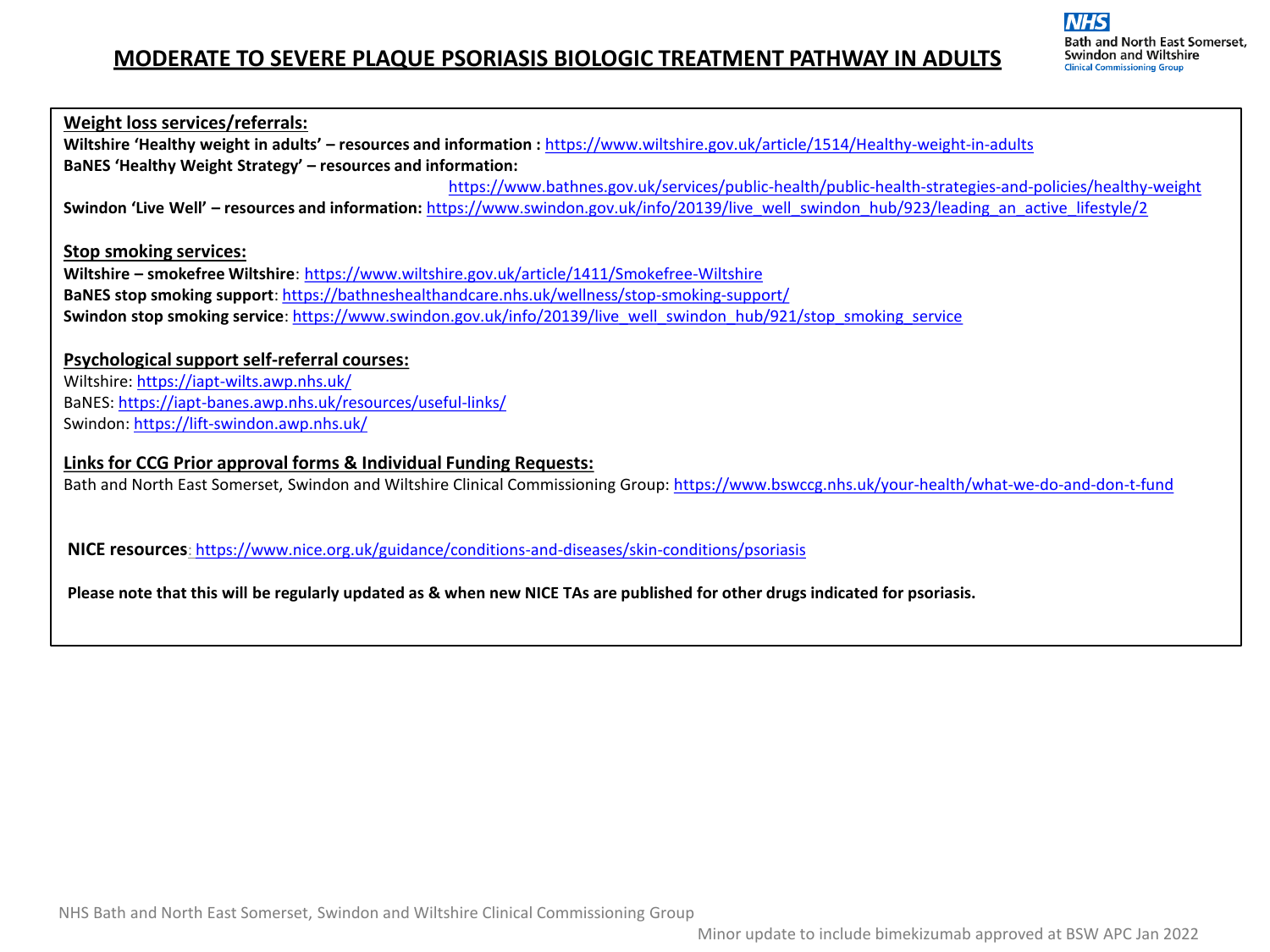# MODERATE TO SEVERE PLAQUE PSORIASIS BIOLOGIC TREATMENT PATHWAY IN ADULTS

**Weight loss services/referrals:**

**Wiltshire 'Healthy weight in adults' – resources and information :** https://www.wiltshire.gov.uk/article/1514/Healthy-weight-in-adults

**BaNES 'Healthy Weight Strategy' – resources and information:** https://www.bathnes.gov.uk/services/public-health/public-health-strategies-and-policies/healthy-weight

**Swindon 'Live Well' – resources and information:** https://www.swindon.gov.uk/info/20139/live_well_swindon_hub/923/leading_an_active_lifestyle/2

**Stop smoking services:**

**Wiltshire – smokefree Wiltshire**: https://www.wiltshire.gov.uk/article/1411/Smokefree-Wiltshire

**BaNES stop smoking support**: https://bathneshealthandcare.nhs.uk/wellness/stop-smoking-support/

**Swindon stop smoking service**: https://www.swindon.gov.uk/info/20139/live_well_swindon_hub/921/stop_smoking_service

**Psychological support self-referral courses:**

Wiltshire: https://iapt-wilts.awp.nhs.uk/

BaNES: https://iapt-banes.awp.nhs.uk/resources/useful-links/

Swindon: https://lift-swindon.awp.nhs.uk/

**Links for CCG Prior approval forms & Individual Funding Requests:**

Bath and North East Somerset, Swindon and Wiltshire Clinical Commissioning Group: https://www.bswccg.nhs.uk/your-health/what-we-do-and-don-t-fund

**NICE resources**: https://www.nice.org.uk/guidance/conditions-and-diseases/skin-conditions/psoriasis

**Please note that this will be regularly updated as & when new NICE TAs are published for other drugs indicated for psoriasis.**

Minor update to include bimekizumab approved at BSW APC Jan 2022